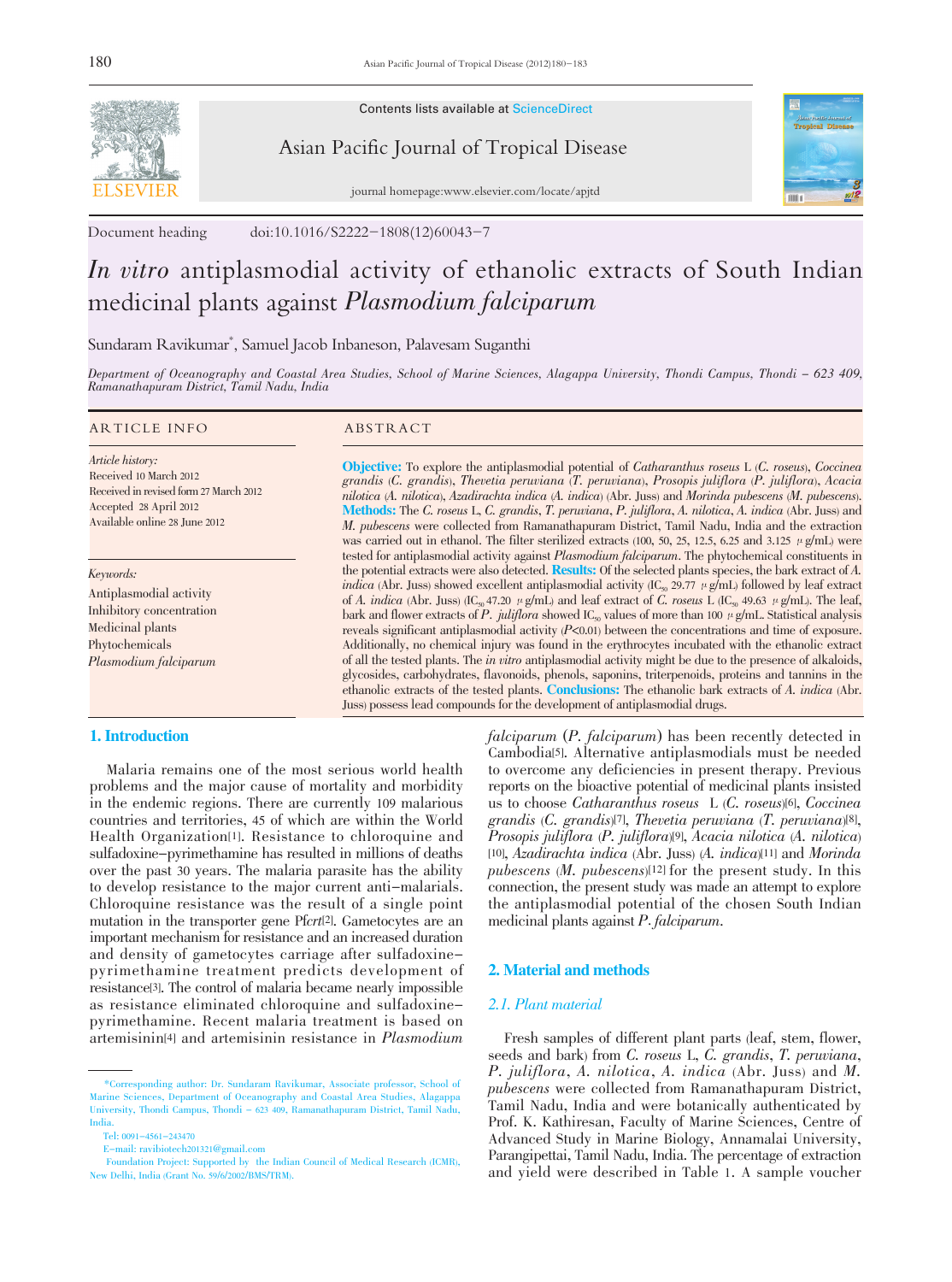Contents lists available at ScienceDirect

Asian Pacific Journal of Tropical Disease

journal homepage:www.elsevier.com/locate/apjtd

Document heading doi:10.1016/S2222-1808(12)60043-7

# *In vitro* antiplasmodial activity of ethanolic extracts of South Indian medicinal plants against *Plasmodium falciparum*

Sundaram Ravikumar*, Samuel Jacob Inbaneson, Palavesam Suganthi

*Department of Oceanography and Coastal Area Studies, School of Marine Sciences, Alagappa University, Thondi Campus, Thondi – 623 409, Ramanathapuram District, Tamil Nadu, India*

## ARTICLE INFO

*Article history:*
Received 10 March 2012
Received in revised form 27 March 2012
Accepted 28 April 2012
Available online 28 June 2012

*Keywords:*
Antiplasmodial activity
Inhibitory concentration
Medicinal plants
Phytochemicals
*Plasmodium falciparum*

## ABSTRACT

**Objective:** To explore the antiplasmodial potential of *Catharanthus roseus* L (*C. roseus*), *Coccinea grandis* (*C. grandis*), *Thevetia peruviana* (*T. peruviana*), *Prosopis juliflora* (*P. juliflora*), *Acacia nilotica* (*A. nilotica*), *Azadirachta indica* (*A. indica*) (Abr. Juss) and *Morinda pubescens* (*M. pubescens*). **Methods:** The *C. roseus* L, *C. grandis*, *T. peruviana*, *P. juliflora*, *A. nilotica*, *A. indica* (Abr. Juss) and *M. pubescens* were collected from Ramanathapuram District, Tamil Nadu, India and the extraction was carried out in ethanol. The filter sterilized extracts (100, 50, 25, 12.5, 6.25 and 3.125 μg/mL) were tested for antiplasmodial activity against *Plasmodium falciparum*. The phytochemical constituents in the potential extracts were also detected. **Results:** Of the selected plants species, the bark extract of *A. indica* (Abr. Juss) showed excellent antiplasmodial activity ($IC_{50}$ 29.77 μg/mL) followed by leaf extract of *A. indica* (Abr. Juss) ($IC_{50}$ 47.20 μg/mL) and leaf extract of *C. roseus* L ($IC_{50}$ 49.63 μg/mL). The leaf, bark and flower extracts of *P. juliflora* showed $IC_{50}$ values of more than 100 μg/mL. Statistical analysis reveals significant antiplasmodial activity ($P<0.01$) between the concentrations and time of exposure. Additionally, no chemical injury was found in the erythrocytes incubated with the ethanolic extract of all the tested plants. The *in vitro* antiplasmodial activity might be due to the presence of alkaloids, glycosides, carbohydrates, flavonoids, phenols, saponins, triterpenoids, proteins and tannins in the ethanolic extracts of the tested plants. **Conclusions:** The ethanolic bark extracts of *A. indica* (Abr. Juss) possess lead compounds for the development of antiplasmodial drugs.

## 1. Introduction

Malaria remains one of the most serious world health problems and the major cause of mortality and morbidity in the endemic regions. There are currently 109 malarious countries and territories, 45 of which are within the World Health Organization[1]. Resistance to chloroquine and sulfadoxine-pyrimethamine has resulted in millions of deaths over the past 30 years. The malaria parasite has the ability to develop resistance to the major current anti-malarials. Chloroquine resistance was the result of a single point mutation in the transporter gene Pf*crt*[2]. Gametocytes are an important mechanism for resistance and an increased duration and density of gametocytes carriage after sulfadoxine-pyrimethamine treatment predicts development of resistance[3]. The control of malaria became nearly impossible as resistance eliminated chloroquine and sulfadoxine-pyrimethamine. Recent malaria treatment is based on artemisinin[4] and artemisinin resistance in *Plasmodium falciparum* (*P. falciparum*) has been recently detected in Cambodia[5]. Alternative antiplasmodials must be needed to overcome any deficiencies in present therapy. Previous reports on the bioactive potential of medicinal plants insisted us to choose *Catharanthus roseus* L (*C. roseus*)[6], *Coccinea grandis* (*C. grandis*)[7], *Thevetia peruviana* (*T. peruviana*)[8], *Prosopis juliflora* (*P. juliflora*)[9], *Acacia nilotica* (*A. nilotica*)[10], *Azadirachta indica* (Abr. Juss) (*A. indica*)[11] and *Morinda pubescens* (*M. pubescens*)[12] for the present study. In this connection, the present study was made an attempt to explore the antiplasmodial potential of the chosen South Indian medicinal plants against *P. falciparum*.

## 2. Material and methods

### 2.1. Plant material

Fresh samples of different plant parts (leaf, stem, flower, seeds and bark) from *C. roseus* L, *C. grandis*, *T. peruviana*, *P. juliflora*, *A. nilotica*, *A. indica* (Abr. Juss) and *M. pubescens* were collected from Ramanathapuram District, Tamil Nadu, India and were botanically authenticated by Prof. K. Kathiresan, Faculty of Marine Sciences, Centre of Advanced Study in Marine Biology, Annamalai University, Parangipettai, Tamil Nadu, India. The percentage of extraction and yield were described in Table 1. A sample voucher

---

*Corresponding author: Dr. Sundaram Ravikumar, Associate professor, School of Marine Sciences, Department of Oceanography and Coastal Area Studies, Alagappa University, Thondi Campus, Thondi – 623 409, Ramanathapuram District, Tamil Nadu, India.
Tel: 0091-4561-243470
E-mail: ravibiotech201321@gmail.com
Foundation Project: Supported by the Indian Council of Medical Research (ICMR), New Delhi, India (Grant No. 59/6/2002/BMS/TRM).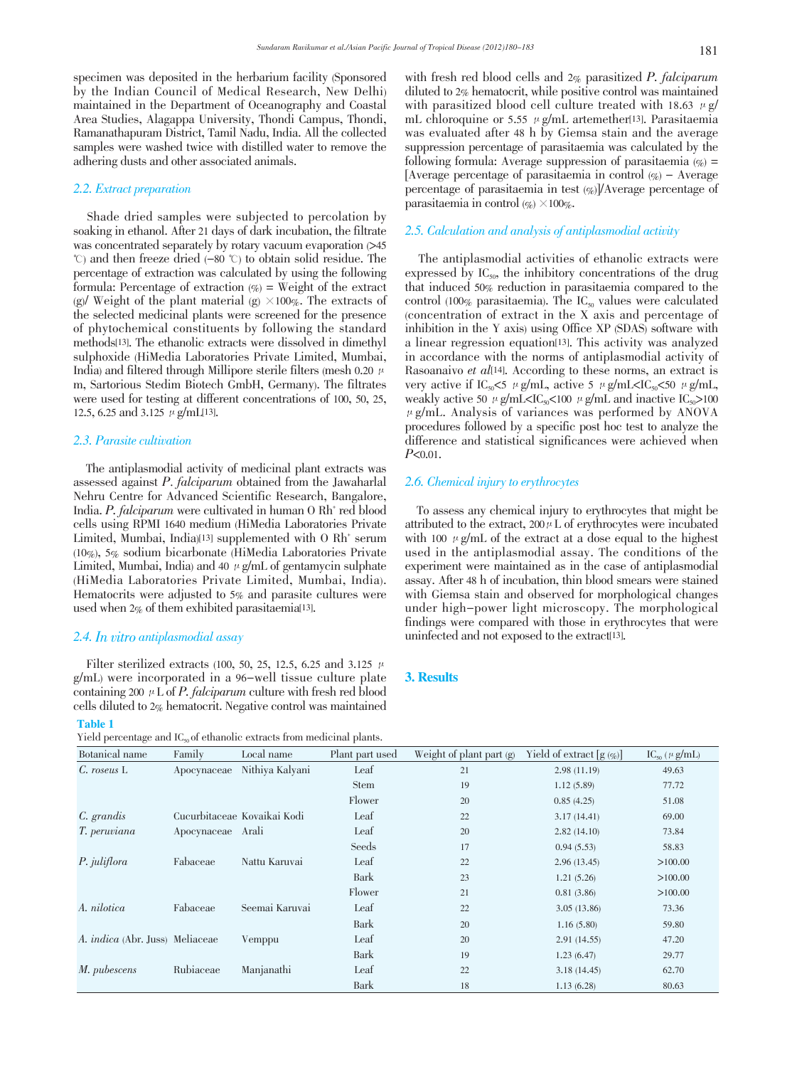specimen was deposited in the herbarium facility (Sponsored by the Indian Council of Medical Research, New Delhi) maintained in the Department of Oceanography and Coastal Area Studies, Alagappa University, Thondi Campus, Thondi, Ramanathapuram District, Tamil Nadu, India. All the collected samples were washed twice with distilled water to remove the adhering dusts and other associated animals.

### 2.2. Extract preparation

Shade dried samples were subjected to percolation by soaking in ethanol. After 21 days of dark incubation, the filtrate was concentrated separately by rotary vacuum evaporation (>45 ℃) and then freeze dried (–80 ℃) to obtain solid residue. The percentage of extraction was calculated by using the following formula: Percentage of extraction (%) = Weight of the extract (g)/ Weight of the plant material (g) ×100%. The extracts of the selected medicinal plants were screened for the presence of phytochemical constituents by following the standard methods[13]. The ethanolic extracts were dissolved in dimethyl sulphoxide (HiMedia Laboratories Private Limited, Mumbai, India) and filtered through Millipore sterile filters (mesh 0.20 μm, Sartorious Stedim Biotech GmbH, Germany). The filtrates were used for testing at different concentrations of 100, 50, 25, 12.5, 6.25 and 3.125 μg/mL[13].

### 2.3. Parasite cultivation

The antiplasmodial activity of medicinal plant extracts was assessed against *P. falciparum* obtained from the Jawaharlal Nehru Centre for Advanced Scientific Research, Bangalore, India. *P. falciparum* were cultivated in human O $Rh^+$ red blood cells using RPMI 1640 medium (HiMedia Laboratories Private Limited, Mumbai, India)[13] supplemented with O $Rh^+$ serum (10%), 5% sodium bicarbonate (HiMedia Laboratories Private Limited, Mumbai, India) and 40 μg/mL of gentamycin sulphate (HiMedia Laboratories Private Limited, Mumbai, India). Hematocrits were adjusted to 5% and parasite cultures were used when 2% of them exhibited parasitaemia[13].

### 2.4. *In vitro* antiplasmodial assay

Filter sterilized extracts (100, 50, 25, 12.5, 6.25 and 3.125 μg/mL) were incorporated in a 96-well tissue culture plate containing 200 μL of *P. falciparum* culture with fresh red blood cells diluted to 2% hematocrit. Negative control was maintained with fresh red blood cells and 2% parasitized *P. falciparum* diluted to 2% hematocrit, while positive control was maintained with parasitized blood cell culture treated with 18.63 μg/mL chloroquine or 5.55 μg/mL artemether[13]. Parasitaemia was evaluated after 48 h by Giemsa stain and the average suppression percentage of parasitaemia was calculated by the following formula: Average suppression of parasitaemia (%) = [Average percentage of parasitaemia in control (%) – Average percentage of parasitaemia in test (%)]/Average percentage of parasitaemia in control (%) ×100%.

### 2.5. Calculation and analysis of antiplasmodial activity

The antiplasmodial activities of ethanolic extracts were expressed by $IC_{50}$, the inhibitory concentrations of the drug that induced 50% reduction in parasitaemia compared to the control (100% parasitaemia). The $IC_{50}$ values were calculated (concentration of extract in the X axis and percentage of inhibition in the Y axis) using Office XP (SDAS) software with a linear regression equation[13]. This activity was analyzed in accordance with the norms of antiplasmodial activity of Rasoanaivo *et al*[14]. According to these norms, an extract is very active if $IC_{50}<5$ μg/mL, active 5 μg/mL$<IC_{50}<$50 μg/mL, weakly active 50 μg/mL$<IC_{50}<$100 μg/mL and inactive $IC_{50}>$100 μg/mL. Analysis of variances was performed by ANOVA procedures followed by a specific post hoc test to analyze the difference and statistical significances were achieved when $P<0.01$.

### 2.6. Chemical injury to erythrocytes

To assess any chemical injury to erythrocytes that might be attributed to the extract, 200 μL of erythrocytes were incubated with 100 μg/mL of the extract at a dose equal to the highest used in the antiplasmodial assay. The conditions of the experiment were maintained as in the case of antiplasmodial assay. After 48 h of incubation, thin blood smears were stained with Giemsa stain and observed for morphological changes under high-power light microscopy. The morphological findings were compared with those in erythrocytes that were uninfected and not exposed to the extract[13].

## 3. Results

**Table 1**

Yield percentage and $IC_{50}$ of ethanolic extracts from medicinal plants.

| Botanical name | Family | Local name | Plant part used | Weight of plant part (g) | Yield of extract [g (%)] | $IC_{50}$ (μg/mL) |
|---|---|---|---|---|---|---|
| *C. roseus* L | Apocynaceae | Nithiya Kalyani | Leaf | 21 | 2.98 (11.19) | 49.63 |
| | | | Stem | 19 | 1.12 (5.89) | 77.72 |
| | | | Flower | 20 | 0.85 (4.25) | 51.08 |
| *C. grandis* | Cucurbitaceae | Kovaikai Kodi | Leaf | 22 | 3.17 (14.41) | 69.00 |
| *T. peruviana* | Apocynaceae | Arali | Leaf | 20 | 2.82 (14.10) | 73.84 |
| | | | Seeds | 17 | 0.94 (5.53) | 58.83 |
| *P. juliflora* | Fabaceae | Nattu Karuvai | Leaf | 22 | 2.96 (13.45) | >100.00 |
| | | | Bark | 23 | 1.21 (5.26) | >100.00 |
| | | | Flower | 21 | 0.81 (3.86) | >100.00 |
| *A. nilotica* | Fabaceae | Seemai Karuvai | Leaf | 22 | 3.05 (13.86) | 73.36 |
| | | | Bark | 20 | 1.16 (5.80) | 59.80 |
| *A. indica* (Abr. Juss) | Meliaceae | Vemppu | Leaf | 20 | 2.91 (14.55) | 47.20 |
| | | | Bark | 19 | 1.23 (6.47) | 29.77 |
| *M. pubescens* | Rubiaceae | Manjanathi | Leaf | 22 | 3.18 (14.45) | 62.70 |
| | | | Bark | 18 | 1.13 (6.28) | 80.63 |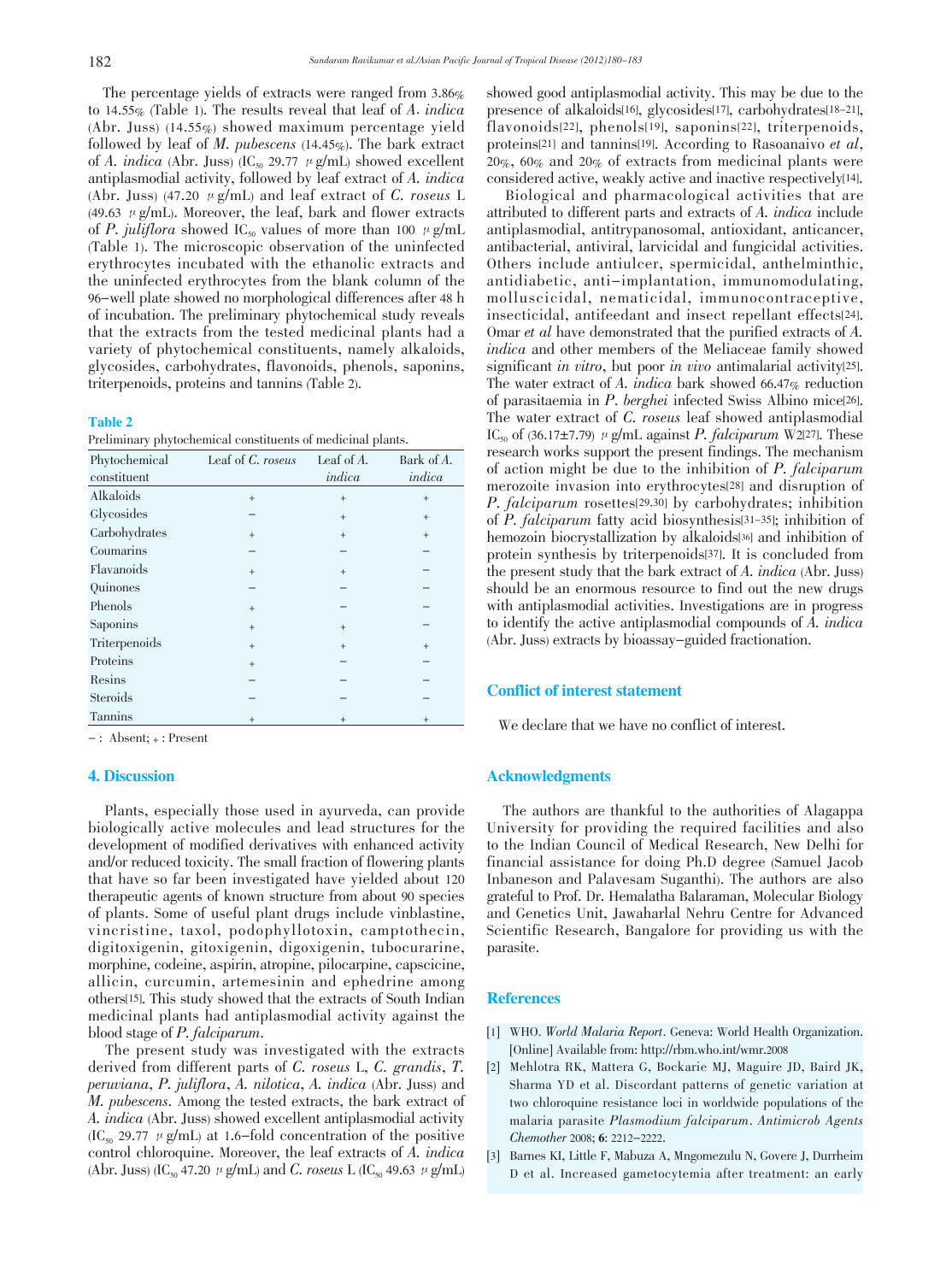The percentage yields of extracts were ranged from 3.86% to 14.55% (Table 1). The results reveal that leaf of *A. indica* (Abr. Juss) (14.55%) showed maximum percentage yield followed by leaf of *M. pubescens* (14.45%). The bark extract of *A. indica* (Abr. Juss) ($IC_{50}$ 29.77 $\mu$g/mL) showed excellent antiplasmodial activity, followed by leaf extract of *A. indica* (Abr. Juss) (47.20 $\mu$g/mL) and leaf extract of *C. roseus* L (49.63 $\mu$g/mL). Moreover, the leaf, bark and flower extracts of *P. juliflora* showed $IC_{50}$ values of more than 100 $\mu$g/mL (Table 1). The microscopic observation of the uninfected erythrocytes incubated with the ethanolic extracts and the uninfected erythrocytes from the blank column of the 96-well plate showed no morphological differences after 48 h of incubation. The preliminary phytochemical study reveals that the extracts from the tested medicinal plants had a variety of phytochemical constituents, namely alkaloids, glycosides, carbohydrates, flavonoids, phenols, saponins, triterpenoids, proteins and tannins (Table 2).

**Table 2**

Preliminary phytochemical constituents of medicinal plants.

| Phytochemical constituent | Leaf of *C. roseus* | Leaf of *A. indica* | Bark of *A. indica* |
|---|---|---|---|
| Alkaloids | + | + | + |
| Glycosides | – | + | + |
| Carbohydrates | + | + | + |
| Coumarins | – | – | – |
| Flavanoids | + | + | – |
| Quinones | – | – | – |
| Phenols | + | – | – |
| Saponins | + | + | – |
| Triterpenoids | + | + | + |
| Proteins | + | – | – |
| Resins | – | – | – |
| Steroids | – | – | – |
| Tannins | + | + | + |

– : Absent; + : Present

## 4. Discussion

Plants, especially those used in ayurveda, can provide biologically active molecules and lead structures for the development of modified derivatives with enhanced activity and/or reduced toxicity. The small fraction of flowering plants that have so far been investigated have yielded about 120 therapeutic agents of known structure from about 90 species of plants. Some of useful plant drugs include vinblastine, vincristine, taxol, podophyllotoxin, camptothecin, digitoxigenin, gitoxigenin, digoxigenin, tubocurarine, morphine, codeine, aspirin, atropine, pilocarpine, capscicine, allicin, curcumin, artemesinin and ephedrine among others[15]. This study showed that the extracts of South Indian medicinal plants had antiplasmodial activity against the blood stage of *P. falciparum*.

The present study was investigated with the extracts derived from different parts of *C. roseus* L, *C. grandis*, *T. peruviana*, *P. juliflora*, *A. nilotica*, *A. indica* (Abr. Juss) and *M. pubescens*. Among the tested extracts, the bark extract of *A. indica* (Abr. Juss) showed excellent antiplasmodial activity ($IC_{50}$ 29.77 $\mu$g/mL) at 1.6-fold concentration of the positive control chloroquine. Moreover, the leaf extracts of *A. indica* (Abr. Juss) ($IC_{50}$ 47.20 $\mu$g/mL) and *C. roseus* L ($IC_{50}$ 49.63 $\mu$g/mL) showed good antiplasmodial activity. This may be due to the presence of alkaloids[16], glycosides[17], carbohydrates[18-21], flavonoids[22], phenols[19], saponins[22], triterpenoids, proteins[21] and tannins[19]. According to Rasoanaivo *et al*, 20%, 60% and 20% of extracts from medicinal plants were considered active, weakly active and inactive respectively[14].

Biological and pharmacological activities that are attributed to different parts and extracts of *A. indica* include antiplasmodial, antitrypanosomal, antioxidant, anticancer, antibacterial, antiviral, larvicidal and fungicidal activities. Others include antiulcer, spermicidal, anthelminthic, antidiabetic, anti-implantation, immunomodulating, molluscicidal, nematicidal, immunocontraceptive, insecticidal, antifeedant and insect repellant effects[24]. Omar *et al* have demonstrated that the purified extracts of *A. indica* and other members of the Meliaceae family showed significant *in vitro*, but poor *in vivo* antimalarial activity[25]. The water extract of *A. indica* bark showed 66.47% reduction of parasitaemia in *P. berghei* infected Swiss Albino mice[26]. The water extract of *C. roseus* leaf showed antiplasmodial $IC_{50}$ of (36.17±7.79) $\mu$g/mL against *P. falciparum* W2[27]. These research works support the present findings. The mechanism of action might be due to the inhibition of *P. falciparum* merozoite invasion into erythrocytes[28] and disruption of *P. falciparum* rosettes[29,30] by carbohydrates; inhibition of *P. falciparum* fatty acid biosynthesis[31-35]; inhibition of hemozoin biocrystallization by alkaloids[36] and inhibition of protein synthesis by triterpenoids[37]. It is concluded from the present study that the bark extract of *A. indica* (Abr. Juss) should be an enormous resource to find out the new drugs with antiplasmodial activities. Investigations are in progress to identify the active antiplasmodial compounds of *A. indica* (Abr. Juss) extracts by bioassay-guided fractionation.

## Conflict of interest statement

We declare that we have no conflict of interest.

## Acknowledgments

The authors are thankful to the authorities of Alagappa University for providing the required facilities and also to the Indian Council of Medical Research, New Delhi for financial assistance for doing Ph.D degree (Samuel Jacob Inbaneson and Palavesam Suganthi). The authors are also grateful to Prof. Dr. Hemalatha Balaraman, Molecular Biology and Genetics Unit, Jawaharlal Nehru Centre for Advanced Scientific Research, Bangalore for providing us with the parasite.

## References

[1] WHO. *World Malaria Report*. Geneva: World Health Organization. [Online] Available from: http://rbm.who.int/wmr.2008

[2] Mehlotra RK, Mattera G, Bockarie MJ, Maguire JD, Baird JK, Sharma YD et al. Discordant patterns of genetic variation at two chloroquine resistance loci in worldwide populations of the malaria parasite *Plasmodium falciparum*. *Antimicrob Agents Chemother* 2008; **6**: 2212-2222.

[3] Barnes KI, Little F, Mabuza A, Mngomezulu N, Govere J, Durrheim D et al. Increased gametocytemia after treatment: an early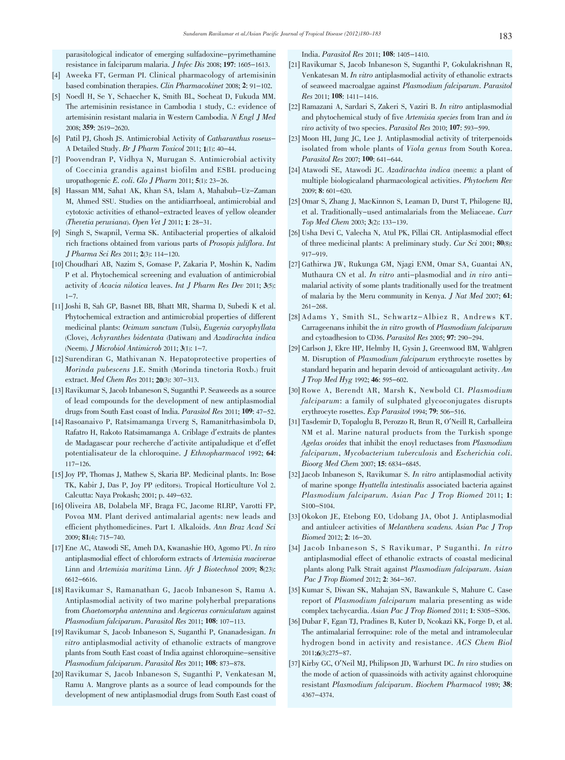parasitological indicator of emerging sulfadoxine–pyrimethamine resistance in falciparum malaria. *J Infec Dis* 2008; **197**: 1605–1613.

[4] Aweeka FT, German PI. Clinical pharmacology of artemisinin based combination therapies. *Clin Pharmacokinet* 2008; **2**: 91–102.

[5] Noedl H, Se Y, Schaecher K, Smith BL, Socheat D, Fukuda MM. The artemisinin resistance in Cambodia 1 study, C.: evidence of artemisinin resistant malaria in Western Cambodia. *N Engl J Med* 2008; **359**: 2619–2620.

[6] Patil PJ, Ghosh JS. Antimicrobial Activity of *Catharanthus roseus*– A Detailed Study. *Br J Pharm Toxicol* 2011; **1**(1): 40–44.

[7] Poovendran P, Vidhya N, Murugan S. Antimicrobial activity of Coccinia grandis against biofilm and ESBL producing uropathogenic *E. coli*. *Glo J Pharm* 2011; **5**(1): 23–26.

[8] Hassan MM, Saha1 AK, Khan SA, Islam A, Mahabub–Uz–Zaman M, Ahmed SSU. Studies on the antidiarrhoeal, antimicrobial and cytotoxic activities of ethanol–extracted leaves of yellow oleander (*Thevetia peruviana*). *Open Vet J* 2011; **1**: 28–31.

[9] Singh S, Swapnil, Verma SK. Antibacterial properties of alkaloid rich fractions obtained from various parts of *Prosopis juliflora*. *Int J Pharma Sci Res* 2011; **2**(3): 114–120.

[10] Choudhari AB, Nazim S, Gomase P, Zakaria P, Moshin K, Nadim P et al. Phytochemical screening and evaluation of antimicrobial activity of *Acacia nilotica* leaves. *Int J Pharm Res Dev* 2011; **3**(5): 1–7.

[11] Joshi B, Sah GP, Basnet BB, Bhatt MR, Sharma D, Subedi K et al. Phytochemical extraction and antimicrobial properties of different medicinal plants: *Ocimum sanctum* (Tulsi), *Eugenia caryophyllata* (Clove), *Achyranthes bidentata* (Datiwan) and *Azadirachta indica* (Neem). *J Microbiol Antimicrob* 2011; **3**(1): 1–7.

[12] Surendiran G, Mathivanan N. Hepatoprotective properties of *Morinda pubescens* J.E. Smith (Morinda tinctoria Roxb.) fruit extract. *Med Chem Res* 2011; **20**(3): 307–313.

[13] Ravikumar S, Jacob Inbaneson S, Suganthi P. Seaweeds as a source of lead compounds for the development of new antiplasmodial drugs from South East coast of India. *Parasitol Res* 2011; **109**: 47–52.

[14] Rasoanaivo P, Ratsimamanga Urverg S, Ramanitrhasimbola D, Rafatro H, Rakoto Ratsimamanga A. Criblage d'extraits de plantes de Madagascar pour recherche d'activite antipaludique et d'effet potentialisateur de la chloroquine. *J Ethnopharmacol* 1992; **64**: 117–126.

[15] Joy PP, Thomas J, Mathew S, Skaria BP. Medicinal plants. In: Bose TK, Kabir J, Das P, Joy PP (editors). Tropical Horticulture Vol 2. Calcutta: Naya Prokash; 2001; p. 449–632.

[16] Oliveira AB, Dolabela MF, Braga FC, Jacome RLRP, Varotti FP, Povoa MM. Plant derived antimalarial agents: new leads and efficient phythomedicines. Part I. Alkaloids. *Ann Braz Acad Sci* 2009; **81**(4): 715–740.

[17] Ene AC, Atawodi SE, Ameh DA, Kwanashie HO, Agomo PU. *In vivo* antiplasmodial effect of chloroform extracts of *Artemisia maciverae* Linn and *Artemisia maritima* Linn. *Afr J Biotechnol* 2009; **8**(23): 6612–6616.

[18] Ravikumar S, Ramanathan G, Jacob Inbaneson S, Ramu A. Antiplasmodial activity of two marine polyherbal preparations from *Chaetomorpha antennina* and *Aegiceras corniculatum* against *Plasmodium falciparum*. *Parasitol Res* 2011; **108**: 107–113.

[19] Ravikumar S, Jacob Inbaneson S, Suganthi P, Gnanadesigan. *In vitro* antiplasmodial activity of ethanolic extracts of mangrove plants from South East coast of India against chloroquine–sensitive *Plasmodium falciparum*. *Parasitol Res* 2011; **108**: 873–878.

[20] Ravikumar S, Jacob Inbaneson S, Suganthi P, Venkatesan M, Ramu A. Mangrove plants as a source of lead compounds for the development of new antiplasmodial drugs from South East coast of India. *Parasitol Res* 2011; **108**: 1405–1410.

[21] Ravikumar S, Jacob Inbaneson S, Suganthi P, Gokulakrishnan R, Venkatesan M. *In vitro* antiplasmodial activity of ethanolic extracts of seaweed macroalgae against *Plasmodium falciparum*. *Parasitol Res* 2011; **108**: 1411–1416.

[22] Ramazani A, Sardari S, Zakeri S, Vaziri B. *In vitro* antiplasmodial and phytochemical study of five *Artemisia species* from Iran and *in vivo* activity of two species. *Parasitol Res* 2010; **107**: 593–599.

[23] Moon HI, Jung JC, Lee J. Antiplasmodial activity of triterpenoids isolated from whole plants of *Viola genus* from South Korea. *Parasitol Res* 2007; **100**: 641–644.

[24] Atawodi SE, Atawodi JC. *Azadirachta indica* (neem): a plant of multiple biologicaland pharmacological activities. *Phytochem Rev* 2009; **8**: 601–620.

[25] Omar S, Zhang J, MacKinnon S, Leaman D, Durst T, Philogene BJ, et al. Traditionally–used antimalarials from the Meliaceae. *Curr Top Med Chem* 2003; **3**(2): 133–139.

[26] Usha Devi C, Valecha N, Atul PK, Pillai CR. Antiplasmodial effect of three medicinal plants: A preliminary study. *Cur Sci* 2001; **80**(8): 917–919.

[27] Gathirwa JW, Rukunga GM, Njagi ENM, Omar SA, Guantai AN, Muthaura CN et al. *In vitro* anti–plasmodial and *in vivo* anti–malarial activity of some plants traditionally used for the treatment of malaria by the Meru community in Kenya. *J Nat Med* 2007; **61**: 261–268.

[28] Adams Y, Smith SL, Schwartz–Albiez R, Andrews KT. Carrageenans inhibit the *in vitro* growth of *Plasmodium falciparum* and cytoadhesion to CD36. *Parasitol Res* 2005; **97**: 290–294.

[29] Carlson J, Ekre HP, Helmby H, Gysin J, Greenwood BM, Wahlgren M. Disruption of *Plasmodium falciparum* erythrocyte rosettes by standard heparin and heparin devoid of anticoagulant activity. *Am J Trop Med Hyg* 1992; **46**: 595–602.

[30] Rowe A, Berendt AR, Marsh K, Newbold CI. *Plasmodium falciparum*: a family of sulphated glycoconjugates disrupts erythrocyte rosettes. *Exp Parasitol* 1994; **79**: 506–516.

[31] Tasdemir D, Topaloglu B, Perozzo R, Brun R, O'Neill R, Carballeira NM et al. Marine natural products from the Turkish sponge *Agelas oroides* that inhibit the enoyl reductases from *Plasmodium falciparum*, *Mycobacterium tuberculosis* and *Escherichia coli*. *Bioorg Med Chem* 2007; **15**: 6834–6845.

[32] Jacob Inbaneson S, Ravikumar S. *In vitro* antiplasmodial activity of marine sponge *Hyattella intestinalis* associated bacteria against *Plasmodium falciparum*. *Asian Pac J Trop Biomed* 2011; **1**: S100–S104.

[33] Okokon JE, Etebong EO, Udobang JA, Obot J. Antiplasmodial and antiulcer activities of *Melanthera scadens*. *Asian Pac J Trop Biomed* 2012; **2**: 16–20.

[34] Jacob Inbaneson S, S Ravikumar, P Suganthi. *In vitro* antiplasmodial effect of ethanolic extracts of coastal medicinal plants along Palk Strait against *Plasmodium falciparum*. *Asian Pac J Trop Biomed* 2012; **2**: 364–367.

[35] Kumar S, Diwan SK, Mahajan SN, Bawankule S, Mahure C. Case report of *Plasmodium falciparum* malaria presenting as wide complex tachycardia. *Asian Pac J Trop Biomed* 2011; **1**: S305–S306.

[36] Dubar F, Egan TJ, Pradines B, Kuter D, Ncokazi KK, Forge D, et al. The antimalarial ferroquine: role of the metal and intramolecular hydrogen bond in activity and resistance. *ACS Chem Biol* 2011;**6**(3):275–87.

[37] Kirby GC, O'Neil MJ, Philipson JD, Warhurst DC. *In vivo* studies on the mode of action of quassinoids with activity against chloroquine resistant *Plasmodium falciparum*. *Biochem Pharmacol* 1989; **38**: 4367–4374.